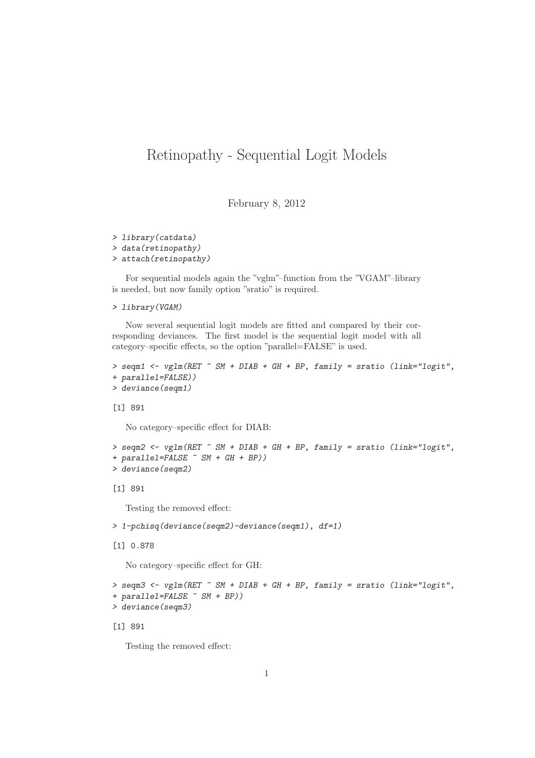# Retinopathy - Sequential Logit Models

February 8, 2012

```
> library(catdata)
> data(retinopathy)
> attach(retinopathy)
```

For sequential models again the "vglm"–function from the "VGAM"–library is needed, but now family option "sratio" is required.

```
> library(VGAM)
```

Now several sequential logit models are fitted and compared by their corresponding deviances. The first model is the sequential logit model with all category–specific effects, so the option "parallel=FALSE" is used.

```
> seqm1 <- vglm(RET ~ SM + DIAB + GH + BP, family = sratio (link="logit",
+ parallel=FALSE))
> deviance(seqm1)
```

```
[1] 891
```

No category–specific effect for DIAB:

```
> seqm2 <- vglm(RET ~ SM + DIAB + GH + BP, family = sratio (link="logit",
+ parallel=FALSE ~ SM + GH + BP))
> deviance(seqm2)
```

```
[1] 891
```

Testing the removed effect:

```
> 1-pchisq(deviance(seqm2)-deviance(seqm1), df=1)
```

```
[1] 0.878
```

No category–specific effect for GH:

```
> seqm3 <- vglm(RET ~ SM + DIAB + GH + BP, family = sratio (link="logit",
+ parallel=FALSE ~ SM + BP))
> deviance(seqm3)
```

```
[1] 891
```

Testing the removed effect: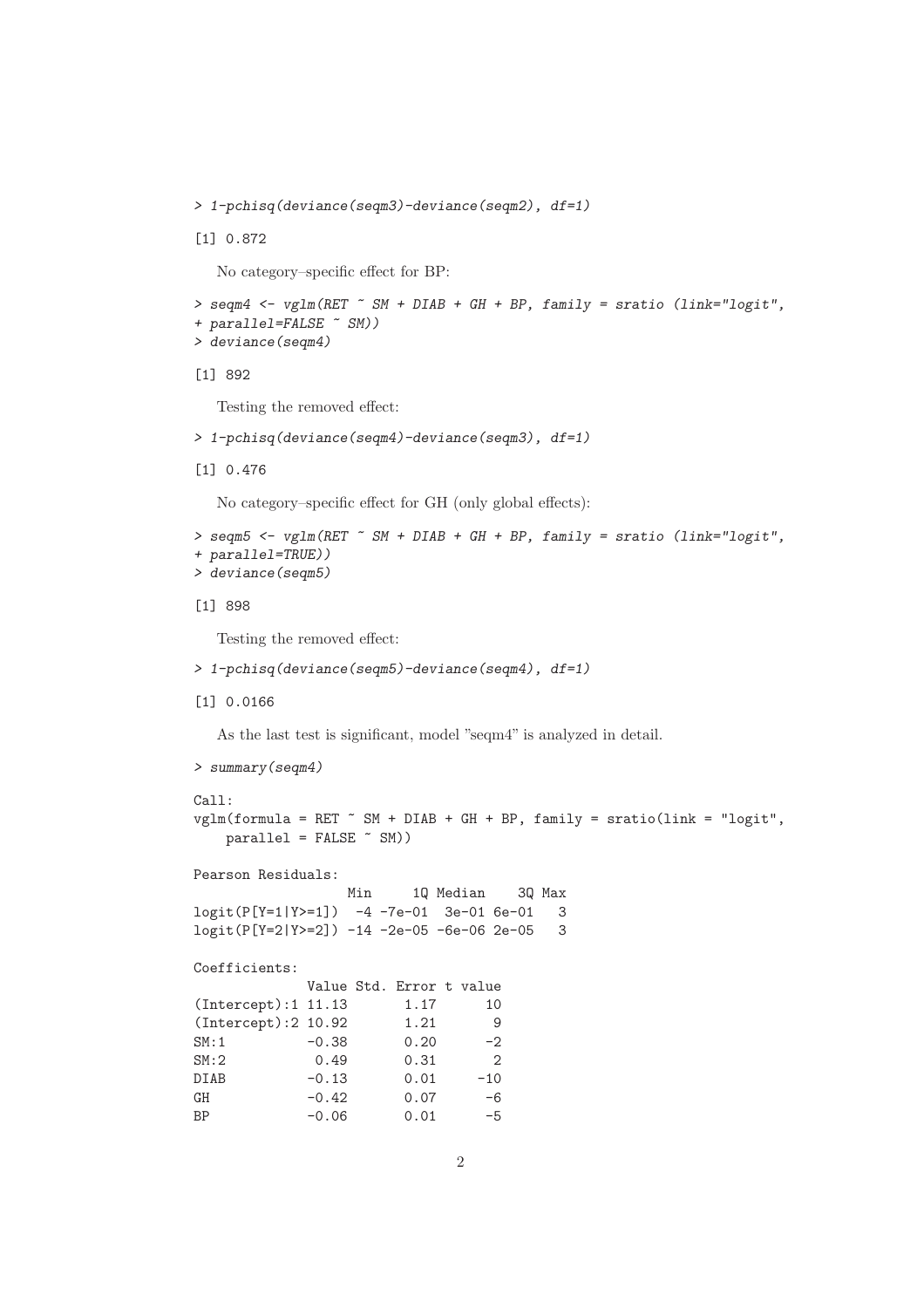```
> 1-pchisq(deviance(seqm3)-deviance(seqm2), df=1)
```

```
[1] 0.872
```

No category–specific effect for BP:

```
> seqm4 <- vglm(RET ~ SM + DIAB + GH + BP, family = sratio (link="logit",
+ parallel=FALSE ~ SM))
> deviance(seqm4)
```

```
[1] 892
```

Testing the removed effect:

```
> 1-pchisq(deviance(seqm4)-deviance(seqm3), df=1)
```

```
[1] 0.476
```

No category–specific effect for GH (only global effects):

```
> seqm5 <- vglm(RET ~ SM + DIAB + GH + BP, family = sratio (link="logit",
+ parallel=TRUE))
> deviance(seqm5)
```

```
[1] 898
```

Testing the removed effect:

```
> 1-pchisq(deviance(seqm5)-deviance(seqm4), df=1)
```

```
[1] 0.0166
```

As the last test is significant, model "seqm4" is analyzed in detail.

```
> summary(seqm4)
```

```
Call:
vglm(formula = RET ~ SM + DIAB + GH + BP, family = sratio(link = "logit",
    parallel = FALSE ~ SM))

Pearson Residuals:
                    Min     1Q Median    3Q Max
logit(P[Y=1|Y>=1])  -4 -7e-01  3e-01 6e-01   3
logit(P[Y=2|Y>=2]) -14 -2e-05 -6e-06 2e-05   3

Coefficients:
              Value Std. Error t value
(Intercept):1 11.13       1.17      10
(Intercept):2 10.92       1.21       9
SM:1          -0.38       0.20      -2
SM:2           0.49       0.31       2
DIAB          -0.13       0.01     -10
GH            -0.42       0.07      -6
BP            -0.06       0.01      -5
```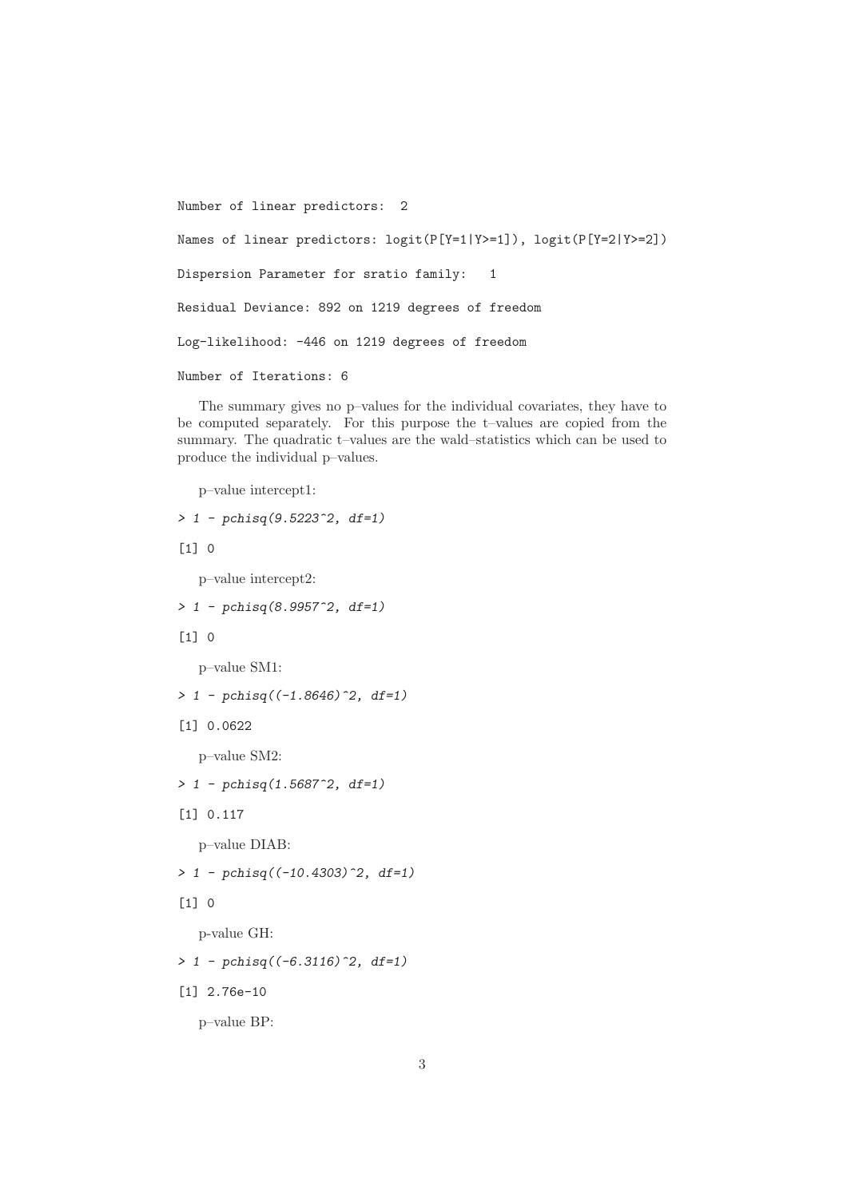```
Number of linear predictors:  2

Names of linear predictors: logit(P[Y=1|Y>=1]), logit(P[Y=2|Y>=2])

Dispersion Parameter for sratio family:   1

Residual Deviance: 892 on 1219 degrees of freedom

Log-likelihood: -446 on 1219 degrees of freedom

Number of Iterations: 6
```

The summary gives no p–values for the individual covariates, they have to be computed separately. For this purpose the t–values are copied from the summary. The quadratic t–values are the wald–statistics which can be used to produce the individual p–values.

p–value intercept1:

```
> 1 - pchisq(9.5223^2, df=1)

[1] 0
```

p–value intercept2:

```
> 1 - pchisq(8.9957^2, df=1)

[1] 0
```

p–value SM1:

```
> 1 - pchisq((-1.8646)^2, df=1)

[1] 0.0622
```

p–value SM2:

```
> 1 - pchisq(1.5687^2, df=1)

[1] 0.117
```

p–value DIAB:

```
> 1 - pchisq((-10.4303)^2, df=1)

[1] 0
```

p-value GH:

```
> 1 - pchisq((-6.3116)^2, df=1)

[1] 2.76e-10
```

p–value BP: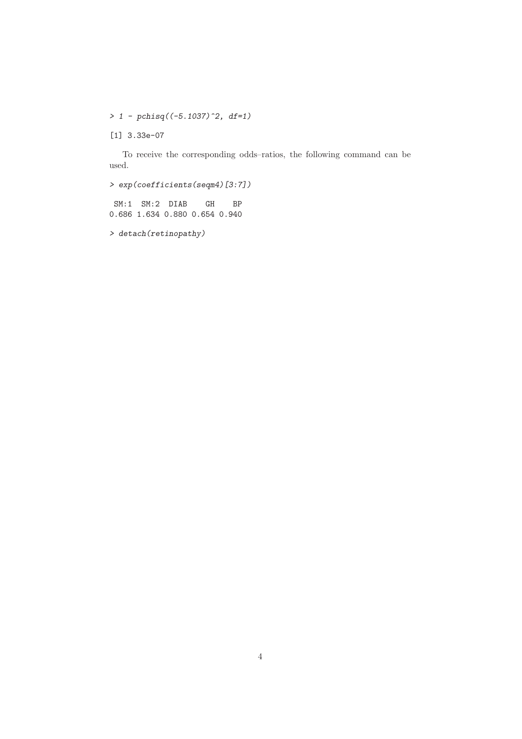```
> 1 - pchisq((-5.1037)^2, df=1)

[1] 3.33e-07
```

To receive the corresponding odds–ratios, the following command can be used.

```
> exp(coefficients(seqm4)[3:7])

 SM:1  SM:2  DIAB    GH    BP
0.686 1.634 0.880 0.654 0.940

> detach(retinopathy)
```